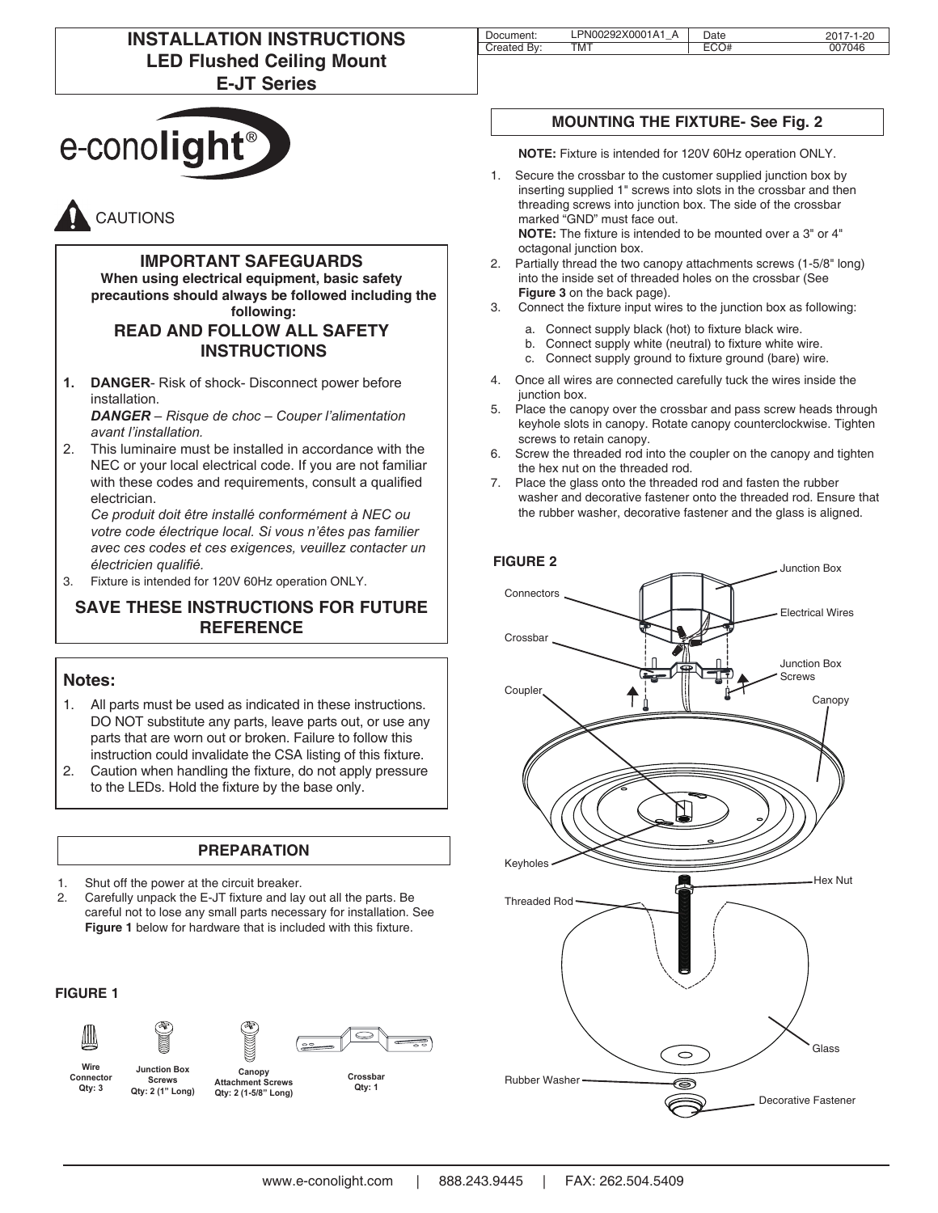# INSTALLATION INSTRUCTIONS
## LED Flushed Ceiling Mount
## E-JT Series

| Document: | LPN00292X0001A1_A | Date | 2017-1-20 |
|---|---|---|---|
| Created By: | TMT | ECO# | 007046 |

e-conolight®

CAUTIONS

### IMPORTANT SAFEGUARDS

**When using electrical equipment, basic safety precautions should always be followed including the following:**

### READ AND FOLLOW ALL SAFETY INSTRUCTIONS

1. **DANGER**- Risk of shock- Disconnect power before installation.
   ***DANGER** – Risque de choc – Couper l'alimentation avant l'installation.*
2. This luminaire must be installed in accordance with the NEC or your local electrical code. If you are not familiar with these codes and requirements, consult a qualified electrician.
   *Ce produit doit être installé conformément à NEC ou votre code électrique local. Si vous n'êtes pas familier avec ces codes et ces exigences, veuillez contacter un électricien qualifié.*
3. Fixture is intended for 120V 60Hz operation ONLY.

### SAVE THESE INSTRUCTIONS FOR FUTURE REFERENCE

## Notes:

1. All parts must be used as indicated in these instructions. DO NOT substitute any parts, leave parts out, or use any parts that are worn out or broken. Failure to follow this instruction could invalidate the CSA listing of this fixture.
2. Caution when handling the fixture, do not apply pressure to the LEDs. Hold the fixture by the base only.

## PREPARATION

1. Shut off the power at the circuit breaker.
2. Carefully unpack the E-JT fixture and lay out all the parts. Be careful not to lose any small parts necessary for installation. See **Figure 1** below for hardware that is included with this fixture.

**FIGURE 1**

- Wire Connector Qty: 3
- Junction Box Screws Qty: 2 (1" Long)
- Canopy Attachment Screws Qty: 2 (1-5/8" Long)
- Crossbar Qty: 1

## MOUNTING THE FIXTURE- See Fig. 2

**NOTE:** Fixture is intended for 120V 60Hz operation ONLY.

1. Secure the crossbar to the customer supplied junction box by inserting supplied 1" screws into slots in the crossbar and then threading screws into junction box. The side of the crossbar marked "GND" must face out.
   **NOTE:** The fixture is intended to be mounted over a 3" or 4" octagonal junction box.
2. Partially thread the two canopy attachments screws (1-5/8" long) into the inside set of threaded holes on the crossbar (See **Figure 3** on the back page).
3. Connect the fixture input wires to the junction box as following:
   a. Connect supply black (hot) to fixture black wire.
   b. Connect supply white (neutral) to fixture white wire.
   c. Connect supply ground to fixture ground (bare) wire.
4. Once all wires are connected carefully tuck the wires inside the junction box.
5. Place the canopy over the crossbar and pass screw heads through keyhole slots in canopy. Rotate canopy counterclockwise. Tighten screws to retain canopy.
6. Screw the threaded rod into the coupler on the canopy and tighten the hex nut on the threaded rod.
7. Place the glass onto the threaded rod and fasten the rubber washer and decorative fastener onto the threaded rod. Ensure that the rubber washer, decorative fastener and the glass is aligned.

**FIGURE 2**

Junction Box, Connectors, Electrical Wires, Crossbar, Junction Box Screws, Coupler, Canopy, Keyholes, Hex Nut, Threaded Rod, Glass, Rubber Washer, Decorative Fastener

www.e-conolight.com | 888.243.9445 | FAX: 262.504.5409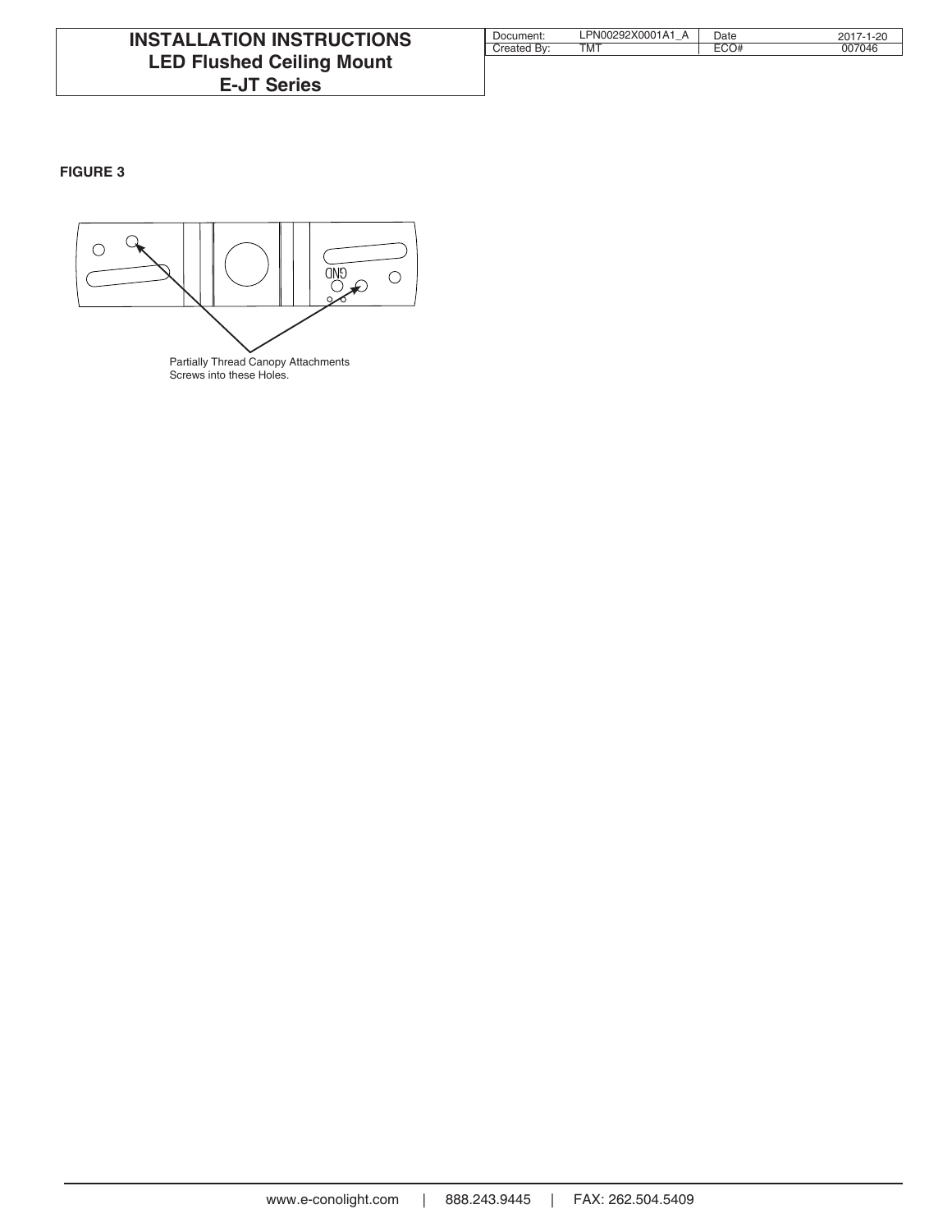**FIGURE 3**

GND

Partially Thread Canopy Attachments
Screws into these Holes.